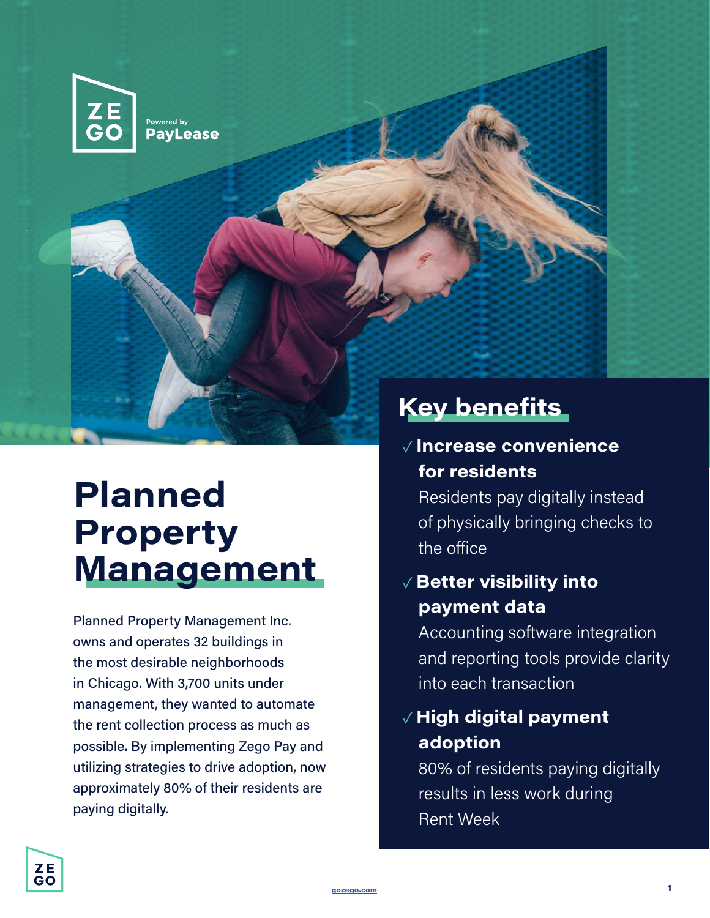ZE GO

Powered by **PayLease**

# Planned Property Management

Planned Property Management Inc. owns and operates 32 buildings in the most desirable neighborhoods in Chicago. With 3,700 units under management, they wanted to automate the rent collection process as much as possible. By implementing Zego Pay and utilizing strategies to drive adoption, now approximately 80% of their residents are paying digitally.

## Key benefits

✓ **Increase convenience for residents**
Residents pay digitally instead of physically bringing checks to the office

✓ **Better visibility into payment data**
Accounting software integration and reporting tools provide clarity into each transaction

✓ **High digital payment adoption**
80% of residents paying digitally results in less work during Rent Week

gozego.com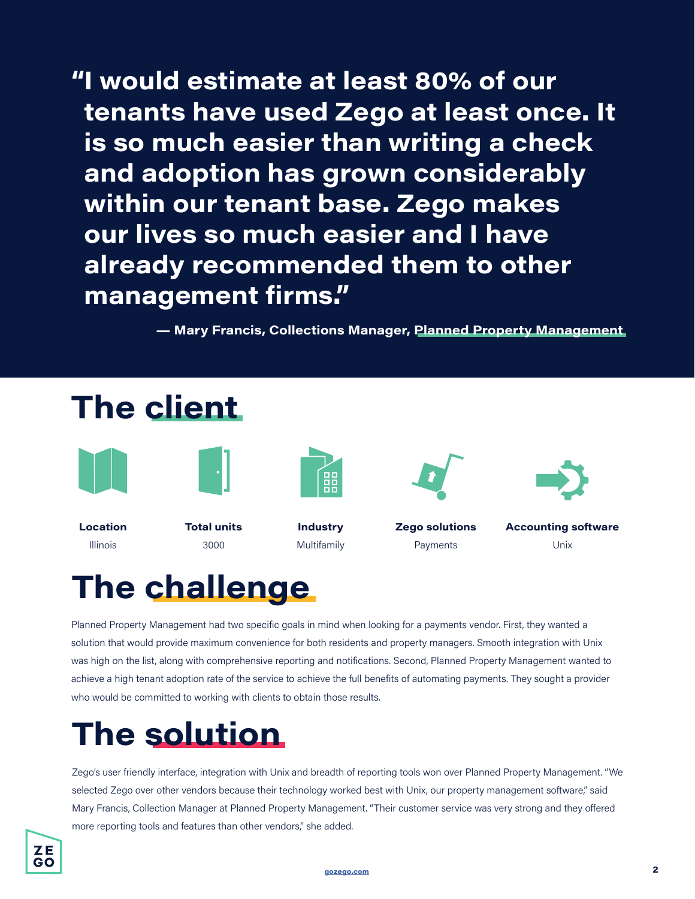> **"I would estimate at least 80% of our tenants have used Zego at least once. It is so much easier than writing a check and adoption has grown considerably within our tenant base. Zego makes our lives so much easier and I have already recommended them to other management firms."**
>
> **— Mary Francis, Collections Manager, Planned Property Management**

## The client

| Location | Total units | Industry | Zego solutions | Accounting software |
|---|---|---|---|---|
| Illinois | 3000 | Multifamily | Payments | Unix |

## The challenge

Planned Property Management had two specific goals in mind when looking for a payments vendor. First, they wanted a solution that would provide maximum convenience for both residents and property managers. Smooth integration with Unix was high on the list, along with comprehensive reporting and notifications. Second, Planned Property Management wanted to achieve a high tenant adoption rate of the service to achieve the full benefits of automating payments. They sought a provider who would be committed to working with clients to obtain those results.

## The solution

Zego's user friendly interface, integration with Unix and breadth of reporting tools won over Planned Property Management. "We selected Zego over other vendors because their technology worked best with Unix, our property management software," said Mary Francis, Collection Manager at Planned Property Management. "Their customer service was very strong and they offered more reporting tools and features than other vendors," she added.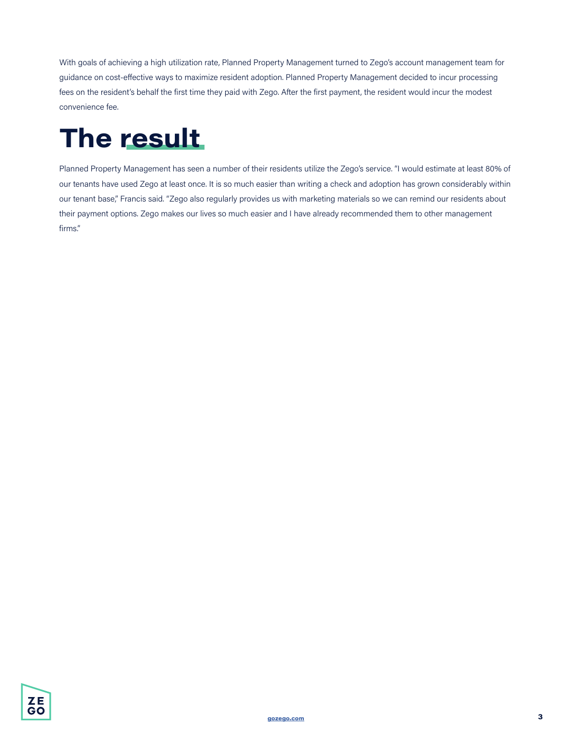With goals of achieving a high utilization rate, Planned Property Management turned to Zego's account management team for guidance on cost-effective ways to maximize resident adoption. Planned Property Management decided to incur processing fees on the resident's behalf the first time they paid with Zego. After the first payment, the resident would incur the modest convenience fee.

# The result

Planned Property Management has seen a number of their residents utilize the Zego's service. "I would estimate at least 80% of our tenants have used Zego at least once. It is so much easier than writing a check and adoption has grown considerably within our tenant base," Francis said. "Zego also regularly provides us with marketing materials so we can remind our residents about their payment options. Zego makes our lives so much easier and I have already recommended them to other management firms."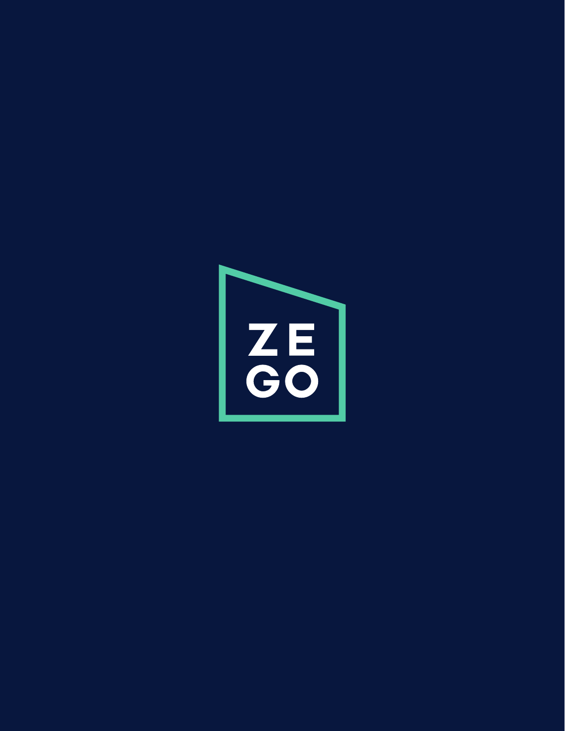ZE
GO